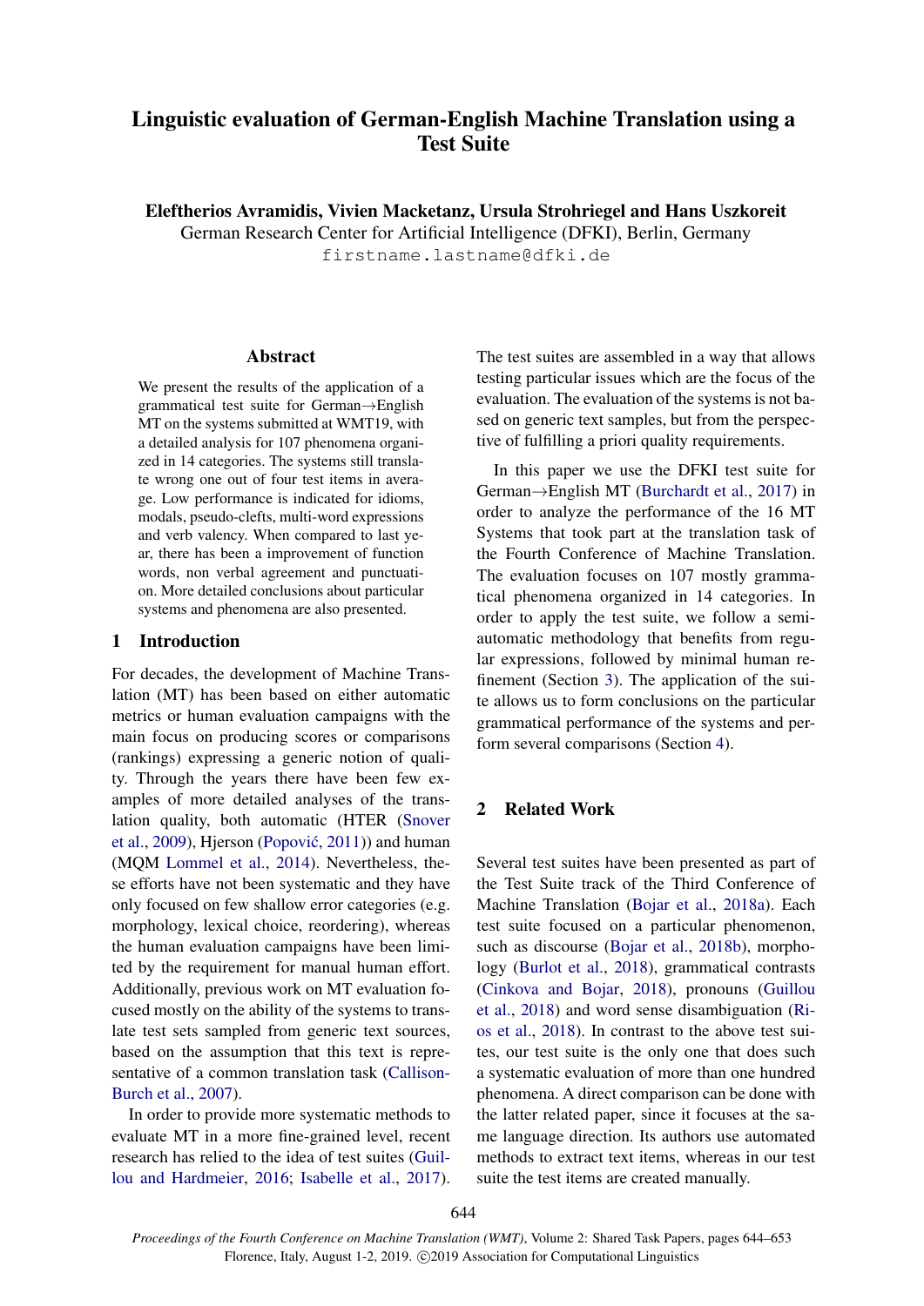# Linguistic evaluation of German-English Machine Translation using a Test Suite

**Eleftherios Avramidis, Vivien Macketanz, Ursula Strohriegel and Hans Uszkoreit**
German Research Center for Artificial Intelligence (DFKI), Berlin, Germany
`firstname.lastname@dfki.de`

## Abstract

We present the results of the application of a grammatical test suite for German→English MT on the systems submitted at WMT19, with a detailed analysis for 107 phenomena organized in 14 categories. The systems still translate wrong one out of four test items in average. Low performance is indicated for idioms, modals, pseudo-clefts, multi-word expressions and verb valency. When compared to last year, there has been a improvement of function words, non verbal agreement and punctuation. More detailed conclusions about particular systems and phenomena are also presented.

## 1 Introduction

For decades, the development of Machine Translation (MT) has been based on either automatic metrics or human evaluation campaigns with the main focus on producing scores or comparisons (rankings) expressing a generic notion of quality. Through the years there have been few examples of more detailed analyses of the translation quality, both automatic (HTER (Snover et al., 2009), Hjerson (Popović, 2011)) and human (MQM Lommel et al., 2014). Nevertheless, these efforts have not been systematic and they have only focused on few shallow error categories (e.g. morphology, lexical choice, reordering), whereas the human evaluation campaigns have been limited by the requirement for manual human effort. Additionally, previous work on MT evaluation focused mostly on the ability of the systems to translate test sets sampled from generic text sources, based on the assumption that this text is representative of a common translation task (Callison-Burch et al., 2007).

In order to provide more systematic methods to evaluate MT in a more fine-grained level, recent research has relied to the idea of test suites (Guillou and Hardmeier, 2016; Isabelle et al., 2017). The test suites are assembled in a way that allows testing particular issues which are the focus of the evaluation. The evaluation of the systems is not based on generic text samples, but from the perspective of fulfilling a priori quality requirements.

In this paper we use the DFKI test suite for German→English MT (Burchardt et al., 2017) in order to analyze the performance of the 16 MT Systems that took part at the translation task of the Fourth Conference of Machine Translation. The evaluation focuses on 107 mostly grammatical phenomena organized in 14 categories. In order to apply the test suite, we follow a semi-automatic methodology that benefits from regular expressions, followed by minimal human refinement (Section 3). The application of the suite allows us to form conclusions on the particular grammatical performance of the systems and perform several comparisons (Section 4).

## 2 Related Work

Several test suites have been presented as part of the Test Suite track of the Third Conference of Machine Translation (Bojar et al., 2018a). Each test suite focused on a particular phenomenon, such as discourse (Bojar et al., 2018b), morphology (Burlot et al., 2018), grammatical contrasts (Cinkova and Bojar, 2018), pronouns (Guillou et al., 2018) and word sense disambiguation (Rios et al., 2018). In contrast to the above test suites, our test suite is the only one that does such a systematic evaluation of more than one hundred phenomena. A direct comparison can be done with the latter related paper, since it focuses at the same language direction. Its authors use automated methods to extract text items, whereas in our test suite the test items are created manually.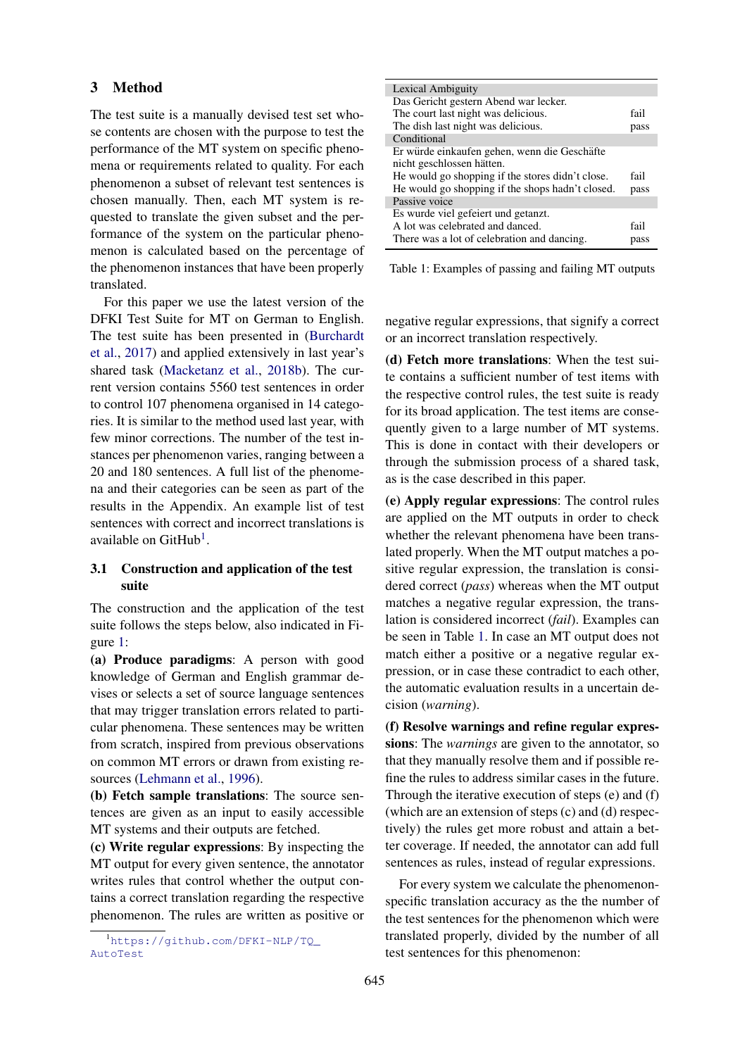## 3 Method

The test suite is a manually devised test set whose contents are chosen with the purpose to test the performance of the MT system on specific phenomena or requirements related to quality. For each phenomenon a subset of relevant test sentences is chosen manually. Then, each MT system is requested to translate the given subset and the performance of the system on the particular phenomenon is calculated based on the percentage of the phenomenon instances that have been properly translated.

For this paper we use the latest version of the DFKI Test Suite for MT on German to English. The test suite has been presented in (Burchardt et al., 2017) and applied extensively in last year's shared task (Macketanz et al., 2018b). The current version contains 5560 test sentences in order to control 107 phenomena organised in 14 categories. It is similar to the method used last year, with few minor corrections. The number of the test instances per phenomenon varies, ranging between a 20 and 180 sentences. A full list of the phenomena and their categories can be seen as part of the results in the Appendix. An example list of test sentences with correct and incorrect translations is available on GitHub[1].

### 3.1 Construction and application of the test suite

The construction and the application of the test suite follows the steps below, also indicated in Figure 1:

**(a) Produce paradigms**: A person with good knowledge of German and English grammar devises or selects a set of source language sentences that may trigger translation errors related to particular phenomena. These sentences may be written from scratch, inspired from previous observations on common MT errors or drawn from existing resources (Lehmann et al., 1996).

**(b) Fetch sample translations**: The source sentences are given as an input to easily accessible MT systems and their outputs are fetched.

**(c) Write regular expressions**: By inspecting the MT output for every given sentence, the annotator writes rules that control whether the output contains a correct translation regarding the respective phenomenon. The rules are written as positive or negative regular expressions, that signify a correct or an incorrect translation respectively.

**(d) Fetch more translations**: When the test suite contains a sufficient number of test items with the respective control rules, the test suite is ready for its broad application. The test items are consequently given to a large number of MT systems. This is done in contact with their developers or through the submission process of a shared task, as is the case described in this paper.

**(e) Apply regular expressions**: The control rules are applied on the MT outputs in order to check whether the relevant phenomena have been translated properly. When the MT output matches a positive regular expression, the translation is considered correct (*pass*) whereas when the MT output matches a negative regular expression, the translation is considered incorrect (*fail*). Examples can be seen in Table 1. In case an MT output does not match either a positive or a negative regular expression, or in case these contradict to each other, the automatic evaluation results in a uncertain decision (*warning*).

**(f) Resolve warnings and refine regular expressions**: The *warnings* are given to the annotator, so that they manually resolve them and if possible refine the rules to address similar cases in the future. Through the iterative execution of steps (e) and (f) (which are an extension of steps (c) and (d) respectively) the rules get more robust and attain a better coverage. If needed, the annotator can add full sentences as rules, instead of regular expressions.

For every system we calculate the phenomenon-specific translation accuracy as the the number of the test sentences for the phenomenon which were translated properly, divided by the number of all test sentences for this phenomenon:

| | |
|---|---|
| **Lexical Ambiguity** | |
| Das Gericht gestern Abend war lecker. | |
| The court last night was delicious. | fail |
| The dish last night was delicious. | pass |
| **Conditional** | |
| Er würde einkaufen gehen, wenn die Geschäfte nicht geschlossen hätten. | |
| He would go shopping if the stores didn't close. | fail |
| He would go shopping if the shops hadn't closed. | pass |
| **Passive voice** | |
| Es wurde viel gefeiert und getanzt. | |
| A lot was celebrated and danced. | fail |
| There was a lot of celebration and dancing. | pass |

Table 1: Examples of passing and failing MT outputs

[1] https://github.com/DFKI-NLP/TQ_AutoTest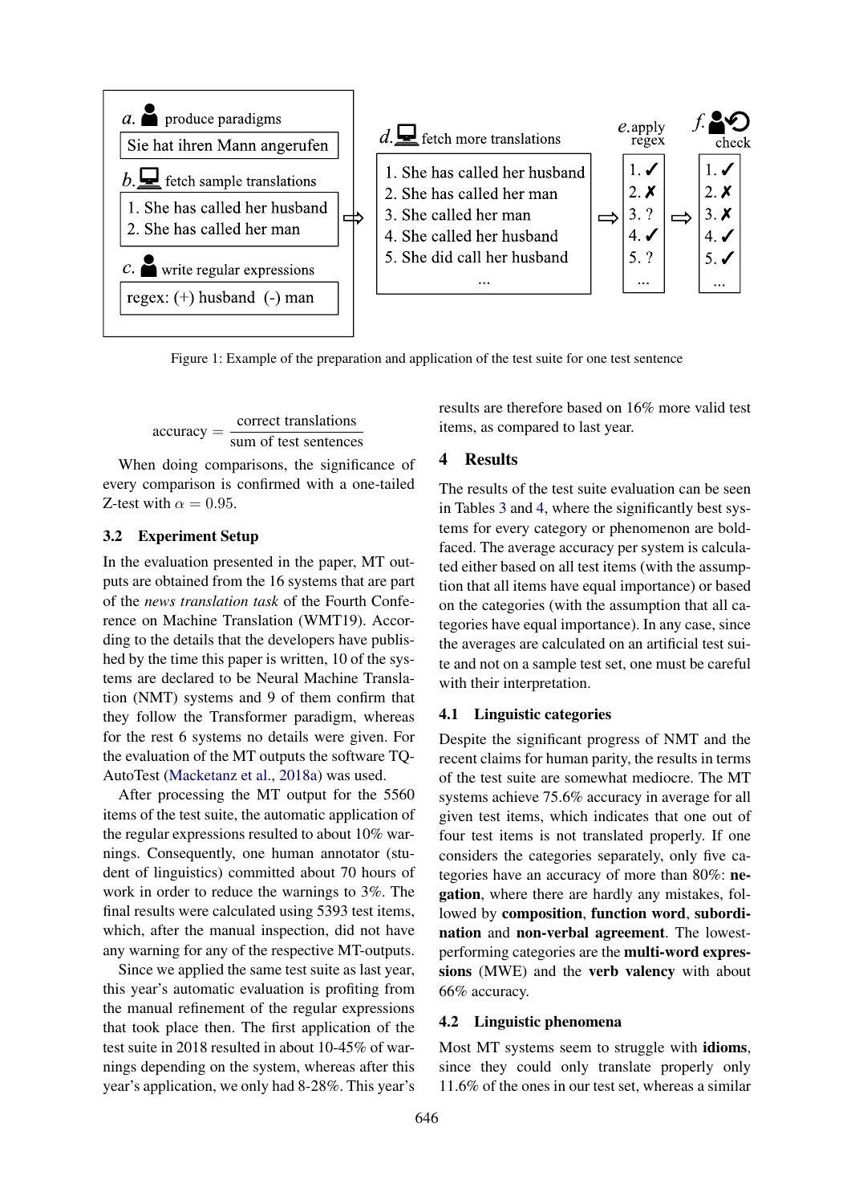a. produce paradigms

Sie hat ihren Mann angerufen

b. fetch sample translations

1. She has called her husband
2. She has called her man

c. write regular expressions

regex: (+) husband (-) man

d. fetch more translations

1. She has called her husband
2. She has called her man
3. She called her man
4. She called her husband
5. She did call her husband
...

| e. apply regex | f. check |
|---|---|
| 1. ✓ | 1. ✓ |
| 2. ✗ | 2. ✗ |
| 3. ? | 3. ✗ |
| 4. ✓ | 4. ✓ |
| 5. ? | 5. ✓ |
| ... | ... |

Figure 1: Example of the preparation and application of the test suite for one test sentence

$$\text{accuracy} = \frac{\text{correct translations}}{\text{sum of test sentences}}$$

When doing comparisons, the significance of every comparison is confirmed with a one-tailed Z-test with $\alpha = 0.95$.

### 3.2 Experiment Setup

In the evaluation presented in the paper, MT outputs are obtained from the 16 systems that are part of the *news translation task* of the Fourth Conference on Machine Translation (WMT19). According to the details that the developers have published by the time this paper is written, 10 of the systems are declared to be Neural Machine Translation (NMT) systems and 9 of them confirm that they follow the Transformer paradigm, whereas for the rest 6 systems no details were given. For the evaluation of the MT outputs the software TQ-AutoTest (Macketanz et al., 2018a) was used.

After processing the MT output for the 5560 items of the test suite, the automatic application of the regular expressions resulted to about 10% warnings. Consequently, one human annotator (student of linguistics) committed about 70 hours of work in order to reduce the warnings to 3%. The final results were calculated using 5393 test items, which, after the manual inspection, did not have any warning for any of the respective MT-outputs.

Since we applied the same test suite as last year, this year's automatic evaluation is profiting from the manual refinement of the regular expressions that took place then. The first application of the test suite in 2018 resulted in about 10-45% of warnings depending on the system, whereas after this year's application, we only had 8-28%. This year's results are therefore based on 16% more valid test items, as compared to last year.

## 4 Results

The results of the test suite evaluation can be seen in Tables 3 and 4, where the significantly best systems for every category or phenomenon are boldfaced. The average accuracy per system is calculated either based on all test items (with the assumption that all items have equal importance) or based on the categories (with the assumption that all categories have equal importance). In any case, since the averages are calculated on an artificial test suite and not on a sample test set, one must be careful with their interpretation.

### 4.1 Linguistic categories

Despite the significant progress of NMT and the recent claims for human parity, the results in terms of the test suite are somewhat mediocre. The MT systems achieve 75.6% accuracy in average for all given test items, which indicates that one out of four test items is not translated properly. If one considers the categories separately, only five categories have an accuracy of more than 80%: **negation**, where there are hardly any mistakes, followed by **composition**, **function word**, **subordination** and **non-verbal agreement**. The lowest-performing categories are the **multi-word expressions** (MWE) and the **verb valency** with about 66% accuracy.

### 4.2 Linguistic phenomena

Most MT systems seem to struggle with **idioms**, since they could only translate properly only 11.6% of the ones in our test set, whereas a similar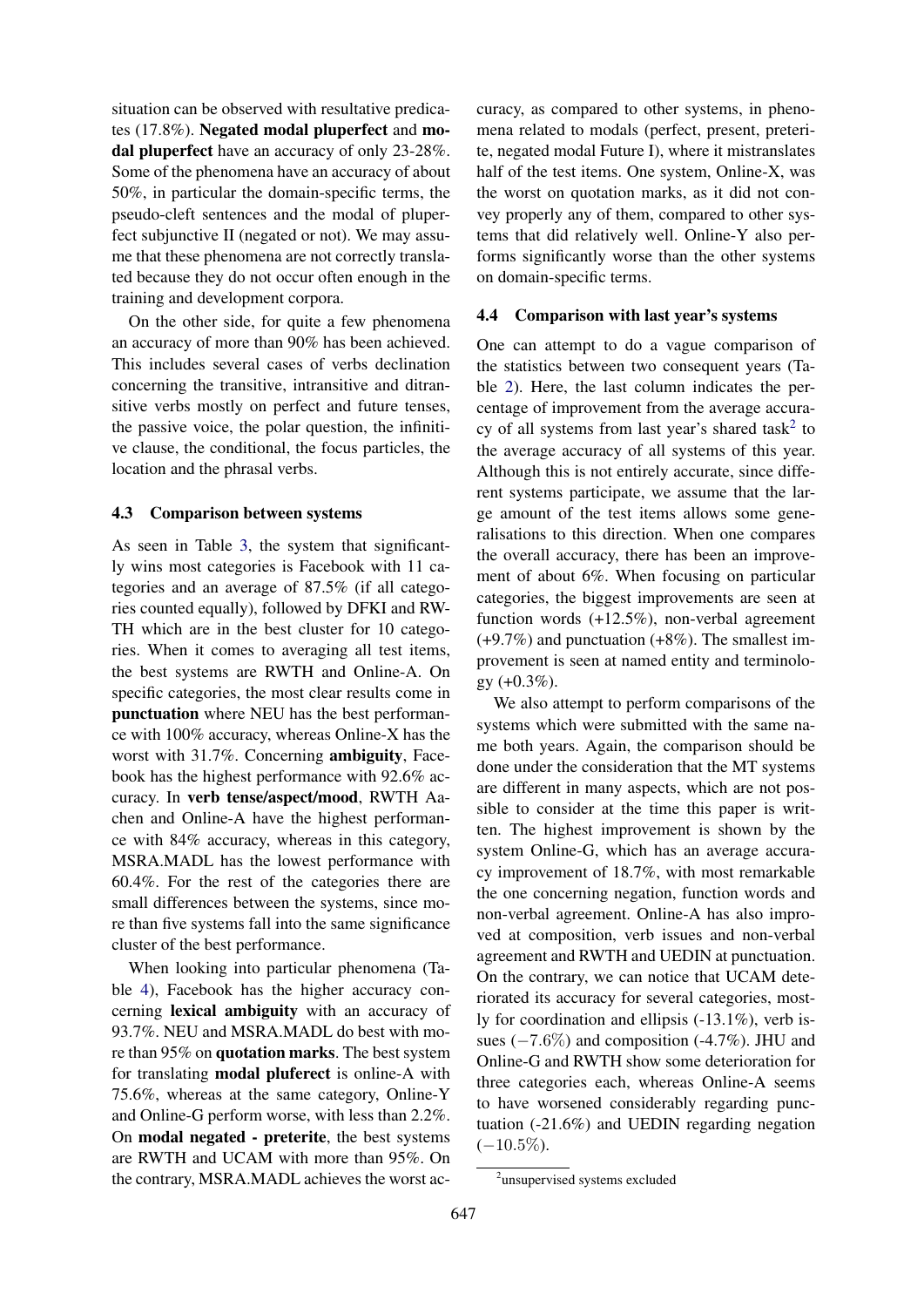situation can be observed with resultative predicates (17.8%). **Negated modal pluperfect** and **modal pluperfect** have an accuracy of only 23-28%. Some of the phenomena have an accuracy of about 50%, in particular the domain-specific terms, the pseudo-cleft sentences and the modal of pluperfect subjunctive II (negated or not). We may assume that these phenomena are not correctly translated because they do not occur often enough in the training and development corpora.

On the other side, for quite a few phenomena an accuracy of more than 90% has been achieved. This includes several cases of verbs declination concerning the transitive, intransitive and ditransitive verbs mostly on perfect and future tenses, the passive voice, the polar question, the infinitive clause, the conditional, the focus particles, the location and the phrasal verbs.

### 4.3 Comparison between systems

As seen in Table 3, the system that significantly wins most categories is Facebook with 11 categories and an average of 87.5% (if all categories counted equally), followed by DFKI and RWTH which are in the best cluster for 10 categories. When it comes to averaging all test items, the best systems are RWTH and Online-A. On specific categories, the most clear results come in **punctuation** where NEU has the best performance with 100% accuracy, whereas Online-X has the worst with 31.7%. Concerning **ambiguity**, Facebook has the highest performance with 92.6% accuracy. In **verb tense/aspect/mood**, RWTH Aachen and Online-A have the highest performance with 84% accuracy, whereas in this category, MSRA.MADL has the lowest performance with 60.4%. For the rest of the categories there are small differences between the systems, since more than five systems fall into the same significance cluster of the best performance.

When looking into particular phenomena (Table 4), Facebook has the higher accuracy concerning **lexical ambiguity** with an accuracy of 93.7%. NEU and MSRA.MADL do best with more than 95% on **quotation marks**. The best system for translating **modal pluferect** is online-A with 75.6%, whereas at the same category, Online-Y and Online-G perform worse, with less than 2.2%. On **modal negated - preterite**, the best systems are RWTH and UCAM with more than 95%. On the contrary, MSRA.MADL achieves the worst accuracy, as compared to other systems, in phenomena related to modals (perfect, present, preterite, negated modal Future I), where it mistranslates half of the test items. One system, Online-X, was the worst on quotation marks, as it did not convey properly any of them, compared to other systems that did relatively well. Online-Y also performs significantly worse than the other systems on domain-specific terms.

### 4.4 Comparison with last year's systems

One can attempt to do a vague comparison of the statistics between two consequent years (Table 2). Here, the last column indicates the percentage of improvement from the average accuracy of all systems from last year's shared task[2] to the average accuracy of all systems of this year. Although this is not entirely accurate, since different systems participate, we assume that the large amount of the test items allows some generalisations to this direction. When one compares the overall accuracy, there has been an improvement of about 6%. When focusing on particular categories, the biggest improvements are seen at function words (+12.5%), non-verbal agreement (+9.7%) and punctuation (+8%). The smallest improvement is seen at named entity and terminology (+0.3%).

We also attempt to perform comparisons of the systems which were submitted with the same name both years. Again, the comparison should be done under the consideration that the MT systems are different in many aspects, which are not possible to consider at the time this paper is written. The highest improvement is shown by the system Online-G, which has an average accuracy improvement of 18.7%, with most remarkable the one concerning negation, function words and non-verbal agreement. Online-A has also improved at composition, verb issues and non-verbal agreement and RWTH and UEDIN at punctuation. On the contrary, we can notice that UCAM deteriorated its accuracy for several categories, mostly for coordination and ellipsis (-13.1%), verb issues ($-7.6\%$) and composition (-4.7%). JHU and Online-G and RWTH show some deterioration for three categories each, whereas Online-A seems to have worsened considerably regarding punctuation (-21.6%) and UEDIN regarding negation ($-10.5\%$).

[2] unsupervised systems excluded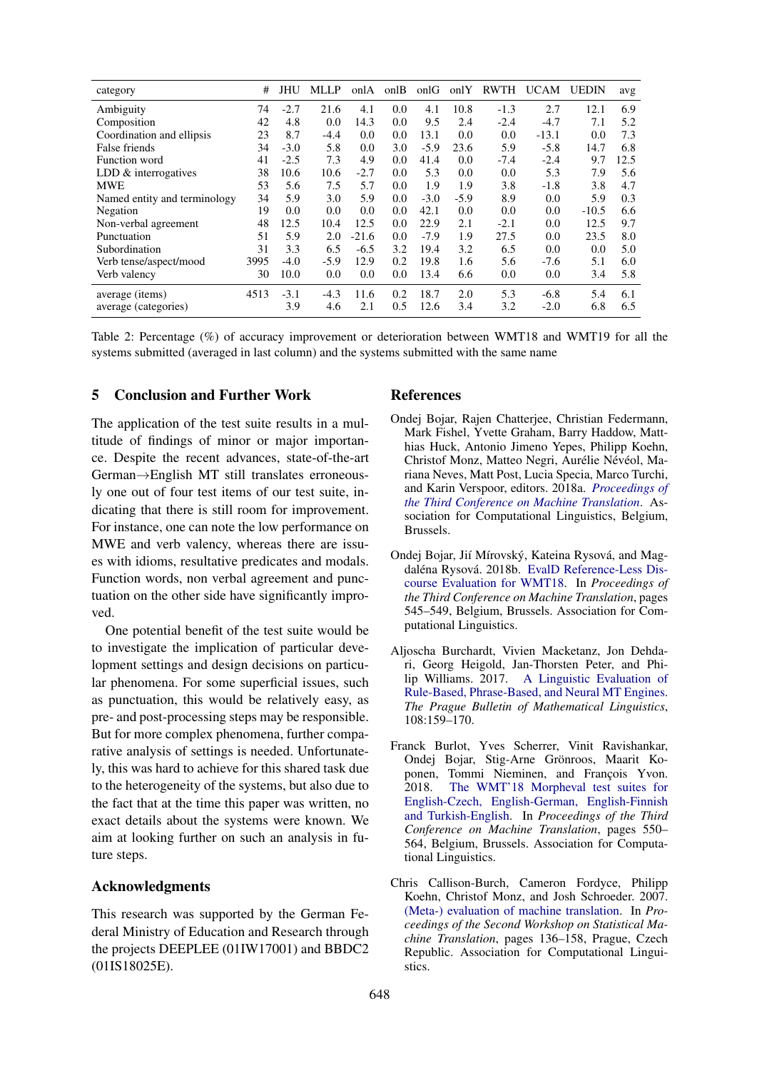| category | # | JHU | MLLP | onlA | onlB | onlG | onlY | RWTH | UCAM | UEDIN | avg |
|---|---|---|---|---|---|---|---|---|---|---|---|
| Ambiguity | 74 | -2.7 | 21.6 | 4.1 | 0.0 | 4.1 | 10.8 | -1.3 | 2.7 | 12.1 | 6.9 |
| Composition | 42 | 4.8 | 0.0 | 14.3 | 0.0 | 9.5 | 2.4 | -2.4 | -4.7 | 7.1 | 5.2 |
| Coordination and ellipsis | 23 | 8.7 | -4.4 | 0.0 | 0.0 | 13.1 | 0.0 | 0.0 | -13.1 | 0.0 | 7.3 |
| False friends | 34 | -3.0 | 5.8 | 0.0 | 3.0 | -5.9 | 23.6 | 5.9 | -5.8 | 14.7 | 6.8 |
| Function word | 41 | -2.5 | 7.3 | 4.9 | 0.0 | 41.4 | 0.0 | -7.4 | -2.4 | 9.7 | 12.5 |
| LDD & interrogatives | 38 | 10.6 | 10.6 | -2.7 | 0.0 | 5.3 | 0.0 | 0.0 | 5.3 | 7.9 | 5.6 |
| MWE | 53 | 5.6 | 7.5 | 5.7 | 0.0 | 1.9 | 1.9 | 3.8 | -1.8 | 3.8 | 4.7 |
| Named entity and terminology | 34 | 5.9 | 3.0 | 5.9 | 0.0 | -3.0 | -5.9 | 8.9 | 0.0 | 5.9 | 0.3 |
| Negation | 19 | 0.0 | 0.0 | 0.0 | 0.0 | 42.1 | 0.0 | 0.0 | 0.0 | -10.5 | 6.6 |
| Non-verbal agreement | 48 | 12.5 | 10.4 | 12.5 | 0.0 | 22.9 | 2.1 | -2.1 | 0.0 | 12.5 | 9.7 |
| Punctuation | 51 | 5.9 | 2.0 | -21.6 | 0.0 | -7.9 | 1.9 | 27.5 | 0.0 | 23.5 | 8.0 |
| Subordination | 31 | 3.3 | 6.5 | -6.5 | 3.2 | 19.4 | 3.2 | 6.5 | 0.0 | 0.0 | 5.0 |
| Verb tense/aspect/mood | 3995 | -4.0 | -5.9 | 12.9 | 0.2 | 19.8 | 1.6 | 5.6 | -7.6 | 5.1 | 6.0 |
| Verb valency | 30 | 10.0 | 0.0 | 0.0 | 0.0 | 13.4 | 6.6 | 0.0 | 0.0 | 3.4 | 5.8 |
| average (items) | 4513 | -3.1 | -4.3 | 11.6 | 0.2 | 18.7 | 2.0 | 5.3 | -6.8 | 5.4 | 6.1 |
| average (categories) | | 3.9 | 4.6 | 2.1 | 0.5 | 12.6 | 3.4 | 3.2 | -2.0 | 6.8 | 6.5 |

Table 2: Percentage (%) of accuracy improvement or deterioration between WMT18 and WMT19 for all the systems submitted (averaged in last column) and the systems submitted with the same name

## 5 Conclusion and Further Work

The application of the test suite results in a multitude of findings of minor or major importance. Despite the recent advances, state-of-the-art German→English MT still translates erroneously one out of four test items of our test suite, indicating that there is still room for improvement. For instance, one can note the low performance on MWE and verb valency, whereas there are issues with idioms, resultative predicates and modals. Function words, non verbal agreement and punctuation on the other side have significantly improved.

One potential benefit of the test suite would be to investigate the implication of particular development settings and design decisions on particular phenomena. For some superficial issues, such as punctuation, this would be relatively easy, as pre- and post-processing steps may be responsible. But for more complex phenomena, further comparative analysis of settings is needed. Unfortunately, this was hard to achieve for this shared task due to the heterogeneity of the systems, but also due to the fact that at the time this paper was written, no exact details about the systems were known. We aim at looking further on such an analysis in future steps.

## Acknowledgments

This research was supported by the German Federal Ministry of Education and Research through the projects DEEPLEE (01IW17001) and BBDC2 (01IS18025E).

## References

Ondej Bojar, Rajen Chatterjee, Christian Federmann, Mark Fishel, Yvette Graham, Barry Haddow, Matthias Huck, Antonio Jimeno Yepes, Philipp Koehn, Christof Monz, Matteo Negri, Aurélie Névéol, Mariana Neves, Matt Post, Lucia Specia, Marco Turchi, and Karin Verspoor, editors. 2018a. *Proceedings of the Third Conference on Machine Translation*. Association for Computational Linguistics, Belgium, Brussels.

Ondej Bojar, Jí Mírovský, Kateina Rysová, and Magdaléna Rysová. 2018b. EvalD Reference-Less Discourse Evaluation for WMT18. In *Proceedings of the Third Conference on Machine Translation*, pages 545–549, Belgium, Brussels. Association for Computational Linguistics.

Aljoscha Burchardt, Vivien Macketanz, Jon Dehdari, Georg Heigold, Jan-Thorsten Peter, and Philip Williams. 2017. A Linguistic Evaluation of Rule-Based, Phrase-Based, and Neural MT Engines. *The Prague Bulletin of Mathematical Linguistics*, 108:159–170.

Franck Burlot, Yves Scherrer, Vinit Ravishankar, Ondej Bojar, Stig-Arne Grönroos, Maarit Koponen, Tommi Nieminen, and François Yvon. 2018. The WMT'18 Morpheval test suites for English-Czech, English-German, English-Finnish and Turkish-English. In *Proceedings of the Third Conference on Machine Translation*, pages 550–564, Belgium, Brussels. Association for Computational Linguistics.

Chris Callison-Burch, Cameron Fordyce, Philipp Koehn, Christof Monz, and Josh Schroeder. 2007. (Meta-) evaluation of machine translation. In *Proceedings of the Second Workshop on Statistical Machine Translation*, pages 136–158, Prague, Czech Republic. Association for Computational Linguistics.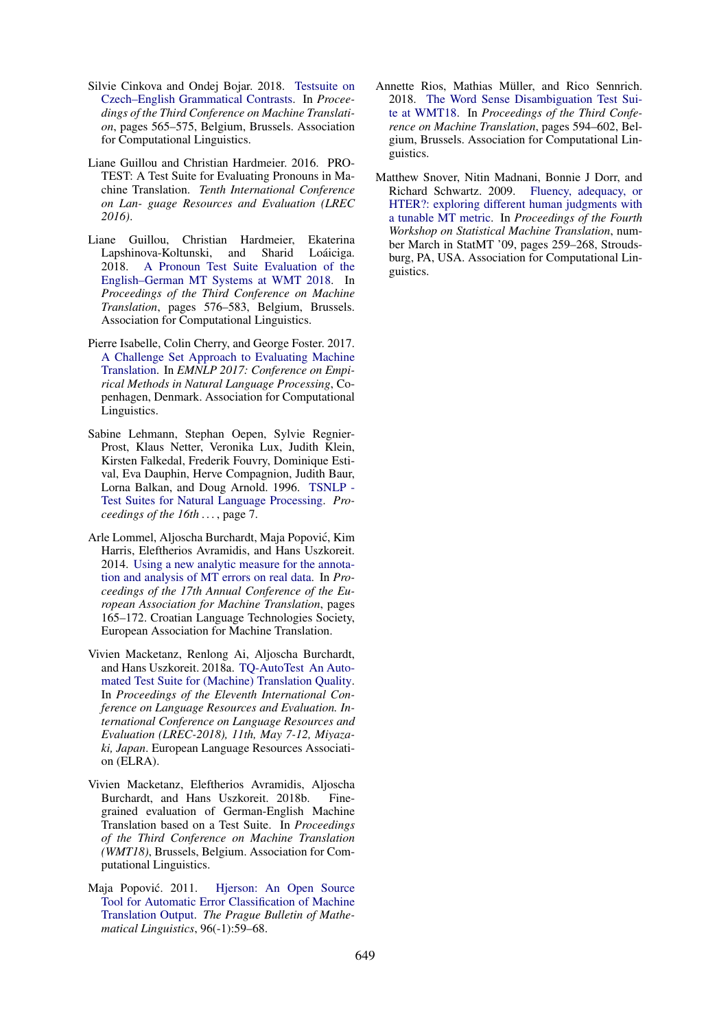Silvie Cinkova and Ondej Bojar. 2018. Testsuite on Czech–English Grammatical Contrasts. In *Proceedings of the Third Conference on Machine Translation*, pages 565–575, Belgium, Brussels. Association for Computational Linguistics.

Liane Guillou and Christian Hardmeier. 2016. PROTEST: A Test Suite for Evaluating Pronouns in Machine Translation. *Tenth International Conference on Lan- guage Resources and Evaluation (LREC 2016)*.

Liane Guillou, Christian Hardmeier, Ekaterina Lapshinova-Koltunski, and Sharid Loáiciga. 2018. A Pronoun Test Suite Evaluation of the English–German MT Systems at WMT 2018. In *Proceedings of the Third Conference on Machine Translation*, pages 576–583, Belgium, Brussels. Association for Computational Linguistics.

Pierre Isabelle, Colin Cherry, and George Foster. 2017. A Challenge Set Approach to Evaluating Machine Translation. In *EMNLP 2017: Conference on Empirical Methods in Natural Language Processing*, Copenhagen, Denmark. Association for Computational Linguistics.

Sabine Lehmann, Stephan Oepen, Sylvie Regnier-Prost, Klaus Netter, Veronika Lux, Judith Klein, Kirsten Falkedal, Frederik Fouvry, Dominique Estival, Eva Dauphin, Herve Compagnion, Judith Baur, Lorna Balkan, and Doug Arnold. 1996. TSNLP - Test Suites for Natural Language Processing. *Proceedings of the 16th ...*, page 7.

Arle Lommel, Aljoscha Burchardt, Maja Popović, Kim Harris, Eleftherios Avramidis, and Hans Uszkoreit. 2014. Using a new analytic measure for the annotation and analysis of MT errors on real data. In *Proceedings of the 17th Annual Conference of the European Association for Machine Translation*, pages 165–172. Croatian Language Technologies Society, European Association for Machine Translation.

Vivien Macketanz, Renlong Ai, Aljoscha Burchardt, and Hans Uszkoreit. 2018a. TQ-AutoTest An Automated Test Suite for (Machine) Translation Quality. In *Proceedings of the Eleventh International Conference on Language Resources and Evaluation. International Conference on Language Resources and Evaluation (LREC-2018), 11th, May 7-12, Miyazaki, Japan*. European Language Resources Association (ELRA).

Vivien Macketanz, Eleftherios Avramidis, Aljoscha Burchardt, and Hans Uszkoreit. 2018b. Fine-grained evaluation of German-English Machine Translation based on a Test Suite. In *Proceedings of the Third Conference on Machine Translation (WMT18)*, Brussels, Belgium. Association for Computational Linguistics.

Maja Popović. 2011. Hjerson: An Open Source Tool for Automatic Error Classification of Machine Translation Output. *The Prague Bulletin of Mathematical Linguistics*, 96(-1):59–68.

Annette Rios, Mathias Müller, and Rico Sennrich. 2018. The Word Sense Disambiguation Test Suite at WMT18. In *Proceedings of the Third Conference on Machine Translation*, pages 594–602, Belgium, Brussels. Association for Computational Linguistics.

Matthew Snover, Nitin Madnani, Bonnie J Dorr, and Richard Schwartz. 2009. Fluency, adequacy, or HTER?: exploring different human judgments with a tunable MT metric. In *Proceedings of the Fourth Workshop on Statistical Machine Translation*, number March in StatMT '09, pages 259–268, Stroudsburg, PA, USA. Association for Computational Linguistics.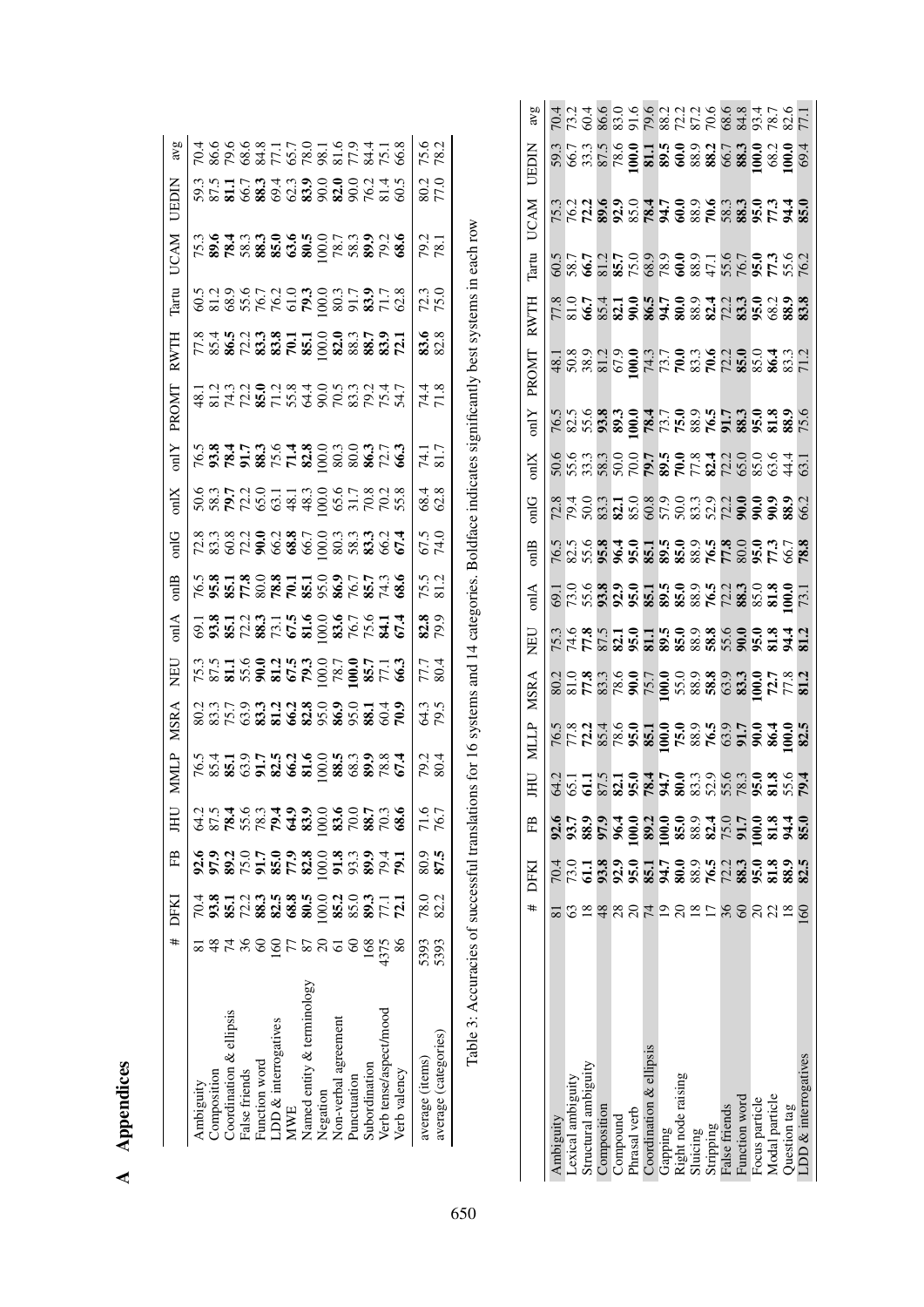# A Appendices

| | # | DFKI | FB | JHU | MMLP | MSRA | NEU | onlA | onlB | onlG | onlX | onlY | PROMT | RWTH | Tartu | UCAM | UEDIN | avg |
|---|---|---|---|---|---|---|---|---|---|---|---|---|---|---|---|---|---|---|
| Ambiguity | 81 | 70.4 | **92.6** | 64.2 | 76.5 | 80.2 | 75.3 | 69.1 | 76.5 | 72.8 | 50.6 | 76.5 | 48.1 | 77.8 | 60.5 | 75.3 | 59.3 | 70.4 |
| Composition | 48 | **93.8** | **97.9** | 87.5 | 85.4 | 83.3 | 87.5 | **93.8** | **95.8** | 83.3 | 58.3 | **93.8** | 81.2 | 85.4 | 81.2 | **89.6** | 87.5 | 86.6 |
| Coordination & ellipsis | 74 | **85.1** | **89.2** | **78.4** | **85.1** | 75.7 | **81.1** | **85.1** | **85.1** | 60.8 | **79.7** | **78.4** | 74.3 | **86.5** | 68.9 | **78.4** | **81.1** | 79.6 |
| False friends | 36 | 72.2 | 75.0 | 55.6 | 63.9 | 63.9 | 55.6 | 72.2 | **77.8** | 72.2 | 72.2 | **91.7** | 72.2 | 72.2 | 55.6 | 58.3 | 66.7 | 68.6 |
| Function word | 60 | **88.3** | **91.7** | 78.3 | **91.7** | **83.3** | **90.0** | **88.3** | 80.0 | **90.0** | 65.0 | **88.3** | **85.0** | **83.3** | 76.7 | **88.3** | **88.3** | 84.8 |
| LDD & interrogatives | 160 | **82.5** | **85.0** | **79.4** | **82.5** | **81.2** | **81.2** | 73.1 | **78.8** | 66.2 | 63.1 | 75.6 | 71.2 | **83.8** | 76.2 | **85.0** | 69.4 | 77.1 |
| MWE | 77 | **68.8** | **77.9** | **64.9** | **66.2** | **66.2** | **67.5** | **67.5** | **70.1** | **68.8** | 48.1 | **71.4** | 55.8 | **70.1** | 61.0 | **63.6** | 62.3 | 65.7 |
| Named entity & terminology | 87 | **80.5** | **82.8** | **83.9** | **81.6** | **82.8** | **79.3** | **81.6** | **85.1** | 66.7 | 48.3 | **82.8** | 64.4 | **85.1** | **79.3** | **80.5** | **83.9** | 78.0 |
| Negation | 20 | 100.0 | 100.0 | 100.0 | 100.0 | 95.0 | 100.0 | 100.0 | 95.0 | 100.0 | 100.0 | 100.0 | 90.0 | 100.0 | 100.0 | 100.0 | 90.0 | 98.1 |
| Non-verbal agreement | 61 | **85.2** | **91.8** | **83.6** | **88.5** | **86.9** | 78.7 | **83.6** | **86.9** | 80.3 | 65.6 | 80.3 | 70.5 | **82.0** | 80.3 | 78.7 | **82.0** | 81.6 |
| Punctuation | 60 | 85.0 | 93.3 | 70.0 | 68.3 | 95.0 | **100.0** | 76.7 | 76.7 | 58.3 | 31.7 | 80.0 | 83.3 | 88.3 | 91.7 | 58.3 | 90.0 | 77.9 |
| Subordination | 168 | **89.3** | **89.9** | **88.7** | **89.9** | **88.1** | **85.7** | 75.6 | **85.7** | **83.3** | 70.8 | **86.3** | 79.2 | **88.7** | **83.9** | **89.9** | 76.2 | 84.4 |
| Verb tense/aspect/mood | 4375 | 77.1 | 79.4 | 70.3 | 78.8 | 60.4 | 77.1 | **84.1** | 74.3 | 66.2 | 70.2 | 72.7 | 75.4 | **83.9** | 71.7 | 79.2 | 81.4 | 75.1 |
| Verb valency | 86 | **72.1** | **79.1** | **68.6** | **67.4** | **70.9** | **66.3** | **67.4** | **68.6** | **67.4** | 55.8 | **66.3** | 54.7 | **72.1** | 62.8 | **68.6** | 60.5 | 66.8 |
| average (items) | 5393 | 78.0 | 80.9 | 71.6 | 79.2 | 64.3 | 77.7 | **82.8** | 75.5 | 67.5 | 68.4 | 74.1 | 74.4 | **83.6** | 72.3 | 79.2 | 80.2 | 75.6 |
| average (categories) | 5393 | 82.2 | **87.5** | 76.7 | 80.4 | 79.5 | 80.4 | 79.9 | 81.2 | 74.0 | 62.8 | 81.7 | 71.8 | 82.8 | 75.0 | 78.1 | 77.0 | 78.2 |

Table 3: Accuracies of successful translations for 16 systems and 14 categories. Boldface indicates significantly best systems in each row

| | # | DFKI | FB | JHU | MLLP | MSRA | NEU | onlA | onlB | onlG | onlX | onlY | PROMT | RWTH | Tartu | UCAM | UEDIN | avg |
|---|---|---|---|---|---|---|---|---|---|---|---|---|---|---|---|---|---|---|
| Ambiguity | 81 | 70.4 | **92.6** | 64.2 | 76.5 | 80.2 | 75.3 | 69.1 | 76.5 | 72.8 | 50.6 | 76.5 | 48.1 | 77.8 | 60.5 | 75.3 | 59.3 | 70.4 |
| Lexical ambiguity | 63 | 73.0 | **93.7** | 65.1 | 77.8 | 81.0 | 74.6 | 73.0 | 82.5 | 79.4 | 55.6 | 82.5 | 50.8 | 81.0 | 58.7 | 76.2 | 66.7 | 73.2 |
| Structural ambiguity | 18 | **61.1** | **88.9** | **61.1** | **72.2** | **77.8** | **77.8** | 55.6 | 55.6 | 50.0 | 33.3 | 55.6 | 38.9 | **66.7** | **66.7** | **72.2** | 33.3 | 60.4 |
| Composition | 48 | **93.8** | **97.9** | 87.5 | 85.4 | 83.3 | 87.5 | **93.8** | **95.8** | 83.3 | 58.3 | **93.8** | 81.2 | 85.4 | 81.2 | **89.6** | 87.5 | 86.6 |
| Compound | 28 | **92.9** | **96.4** | **82.1** | 78.6 | 78.6 | **82.1** | **92.9** | **96.4** | **82.1** | 50.0 | **89.3** | 67.9 | **82.1** | **85.7** | **92.9** | 78.6 | 83.0 |
| Phrasal verb | 20 | **95.0** | **100.0** | **95.0** | **95.0** | **90.0** | **95.0** | **95.0** | **95.0** | 85.0 | 70.0 | **100.0** | **100.0** | **90.0** | 75.0 | 85.0 | **100.0** | 91.6 |
| Coordination & ellipsis | 74 | **85.1** | **89.2** | **78.4** | **85.1** | 75.7 | **81.1** | **85.1** | **85.1** | 60.8 | **79.7** | **78.4** | 74.3 | **86.5** | 68.9 | **78.4** | **81.1** | 79.6 |
| Gapping | 19 | **94.7** | **100.0** | **94.7** | **100.0** | **100.0** | **89.5** | **89.5** | **89.5** | 57.9 | **89.5** | 73.7 | 73.7 | **94.7** | 78.9 | **94.7** | **89.5** | 88.2 |
| Right node raising | 20 | **80.0** | **85.0** | **80.0** | **75.0** | 55.0 | **85.0** | **85.0** | **85.0** | 50.0 | **70.0** | **75.0** | **70.0** | **80.0** | **60.0** | **60.0** | **60.0** | 72.2 |
| Sluicing | 18 | 88.9 | 88.9 | 83.3 | 88.9 | 88.9 | 88.9 | 88.9 | 88.9 | 83.3 | 77.8 | 88.9 | 83.3 | 88.9 | 88.9 | 88.9 | 88.9 | 87.2 |
| Stripping | 17 | **76.5** | **82.4** | 52.9 | **76.5** | **58.8** | **58.8** | **76.5** | **76.5** | 52.9 | **82.4** | **76.5** | **70.6** | **82.4** | 47.1 | **70.6** | **88.2** | 70.6 |
| False friends | 36 | 72.2 | 75.0 | 55.6 | 63.9 | 63.9 | 55.6 | 72.2 | **77.8** | 72.2 | 72.2 | **91.7** | 72.2 | 72.2 | 55.6 | 58.3 | 66.7 | 68.6 |
| Function word | 60 | **88.3** | **91.7** | 78.3 | **91.7** | **83.3** | **90.0** | **88.3** | 80.0 | **90.0** | 65.0 | **88.3** | **85.0** | **83.3** | 76.7 | **88.3** | **88.3** | 84.8 |
| Focus particle | 20 | **95.0** | **100.0** | **95.0** | **90.0** | **100.0** | **95.0** | 85.0 | **95.0** | **90.0** | 85.0 | **95.0** | 85.0 | **95.0** | **95.0** | **95.0** | **100.0** | 93.4 |
| Modal particle | 22 | **81.8** | **81.8** | **81.8** | **86.4** | **72.7** | **81.8** | **81.8** | **77.3** | **90.9** | 63.6 | **81.8** | **86.4** | 68.2 | **77.3** | **77.3** | 68.2 | 78.7 |
| Question tag | 18 | **88.9** | **94.4** | 55.6 | **100.0** | 77.8 | **94.4** | **100.0** | 66.7 | **88.9** | 44.4 | **88.9** | 83.3 | **88.9** | 55.6 | **94.4** | **100.0** | 82.6 |
| LDD & interrogatives | 160 | **82.5** | **85.0** | **79.4** | **82.5** | **81.2** | **81.2** | 73.1 | **78.8** | 66.2 | 63.1 | 75.6 | 71.2 | **83.8** | 76.2 | **85.0** | 69.4 | 77.1 |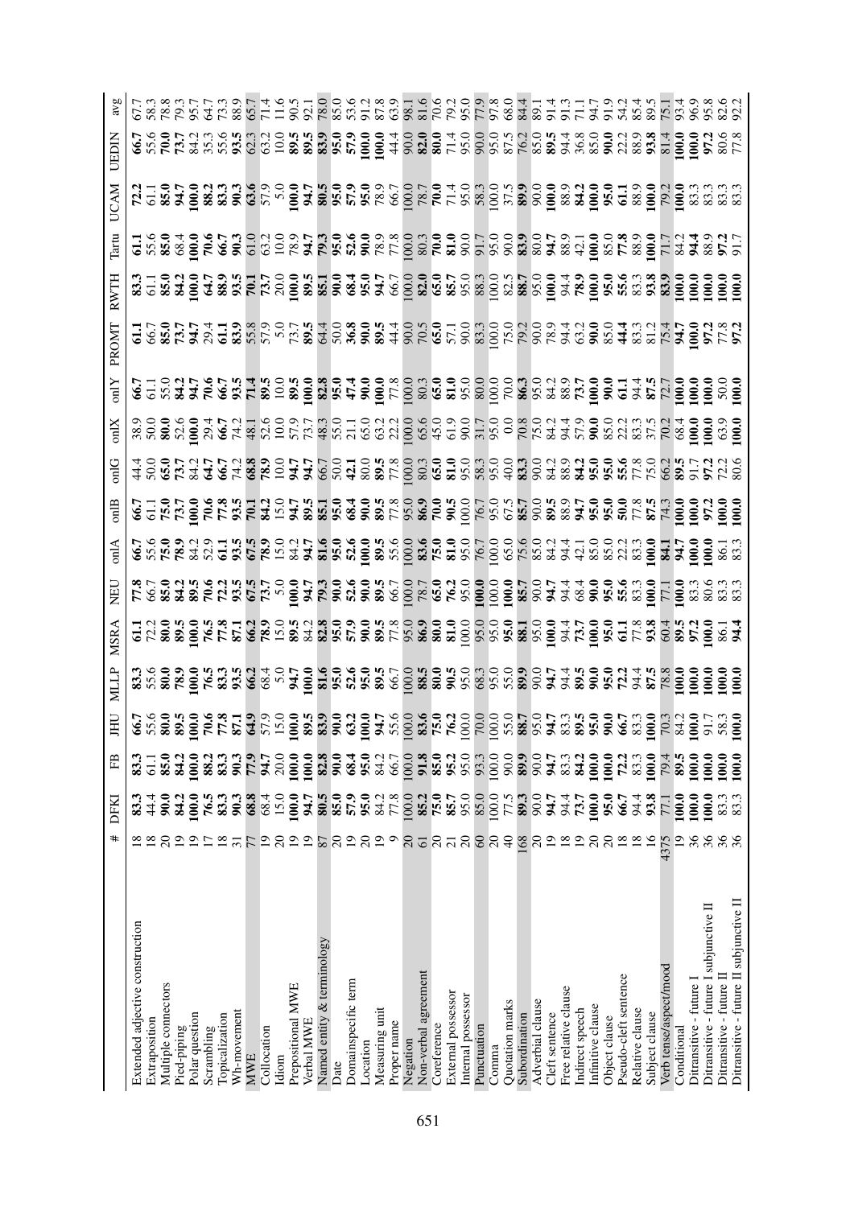| | # | DFKI | FB | JHU | MLLP | MSRA | NEU | onlA | onlB | onlG | onlX | onlY | PROMT | RWTH | Tartu | UCAM | UEDIN | avg |
|---|---|---|---|---|---|---|---|---|---|---|---|---|---|---|---|---|---|---|
| Extended adjective construction | 18 | **83.3** | **83.3** | **66.7** | **83.3** | **61.1** | **77.8** | **66.7** | **66.7** | 44.4 | 38.9 | **66.7** | **61.1** | **83.3** | **61.1** | **72.2** | **66.7** | 67.7 |
| Extraposition | 18 | 44.4 | 61.1 | 55.6 | 55.6 | 72.2 | 66.7 | 55.6 | 61.1 | 50.0 | 50.0 | 61.1 | 66.7 | 61.1 | 55.6 | 61.1 | 55.6 | 58.3 |
| Multiple connectors | 20 | **90.0** | **85.0** | **80.0** | **80.0** | **80.0** | **85.0** | **75.0** | **75.0** | **65.0** | **80.0** | 55.0 | **85.0** | **85.0** | **85.0** | **85.0** | **70.0** | 78.8 |
| Pied-piping | 19 | **84.2** | **84.2** | **89.5** | **78.9** | **89.5** | **84.2** | **78.9** | **73.7** | **73.7** | 52.6 | **84.2** | **73.7** | **84.2** | 68.4 | **94.7** | **73.7** | 79.3 |
| Polar question | 19 | **100.0** | **100.0** | **100.0** | **100.0** | **100.0** | **89.5** | 84.2 | **100.0** | 84.2 | **100.0** | **94.7** | **94.7** | **100.0** | **100.0** | **100.0** | 84.2 | 95.7 |
| Scrambling | 17 | **76.5** | **88.2** | **70.6** | **76.5** | **76.5** | **70.6** | 52.9 | **70.6** | **64.7** | 29.4 | **70.6** | 29.4 | **64.7** | **70.6** | **88.2** | 35.3 | 64.7 |
| Topicalization | 18 | **83.3** | **83.3** | **77.8** | **83.3** | **77.8** | **72.2** | **61.1** | **77.8** | **66.7** | **66.7** | **66.7** | **61.1** | **88.9** | **66.7** | **83.3** | 55.6 | 73.3 |
| Wh-movement | 31 | **90.3** | **90.3** | **87.1** | **93.5** | **87.1** | **93.5** | **93.5** | **93.5** | 74.2 | 74.2 | **93.5** | **83.9** | **93.5** | **90.3** | **90.3** | **93.5** | 88.9 |
| MWE | 77 | **68.8** | **77.9** | **64.9** | **66.2** | **66.2** | **67.5** | **67.5** | **70.1** | **68.8** | 48.1 | **71.4** | 55.8 | **70.1** | 61.0 | **63.6** | 62.3 | 65.7 |
| Collocation | 19 | 68.4 | **94.7** | 57.9 | 68.4 | **78.9** | **73.7** | **78.9** | **84.2** | **78.9** | 52.6 | **89.5** | 57.9 | **73.7** | 63.2 | 57.9 | 63.2 | 71.4 |
| Idiom | 20 | 15.0 | 20.0 | 15.0 | 5.0 | 15.0 | 5.0 | 15.0 | 15.0 | 10.0 | 10.0 | 10.0 | 5.0 | 20.0 | 10.0 | 5.0 | 10.0 | 11.6 |
| Prepositional MWE | 19 | **100.0** | **100.0** | **100.0** | **94.7** | **89.5** | **100.0** | 84.2 | **94.7** | **94.7** | 57.9 | **89.5** | 73.7 | **100.0** | 78.9 | **100.0** | **89.5** | 90.5 |
| Verbal MWE | 19 | **94.7** | **100.0** | **89.5** | **100.0** | 84.2 | **94.7** | **94.7** | **89.5** | **94.7** | 73.7 | **100.0** | **89.5** | **89.5** | **94.7** | **94.7** | **89.5** | 92.1 |
| Named entity & terminology | 87 | **80.5** | **82.8** | **83.9** | **81.6** | **82.8** | **79.3** | **81.6** | **85.1** | 66.7 | 48.3 | **82.8** | 64.4 | **85.1** | **79.3** | **80.5** | **83.9** | 78.0 |
| Date | 20 | **85.0** | **90.0** | **90.0** | **95.0** | **95.0** | **90.0** | **95.0** | **95.0** | 50.0 | 55.0 | **95.0** | 50.0 | **90.0** | **95.0** | **95.0** | **95.0** | 85.0 |
| Domainspecific term | 19 | **57.9** | **68.4** | **63.2** | **52.6** | **57.9** | **52.6** | **52.6** | **68.4** | **42.1** | 21.1 | **47.4** | **36.8** | **68.4** | **52.6** | **57.9** | **57.9** | 53.6 |
| Location | 20 | **95.0** | **95.0** | **100.0** | **95.0** | **90.0** | **90.0** | **100.0** | **90.0** | 80.0 | 65.0 | **90.0** | **90.0** | **95.0** | **90.0** | **95.0** | **100.0** | 91.2 |
| Measuring unit | 19 | 84.2 | 84.2 | **94.7** | **89.5** | **89.5** | **89.5** | **89.5** | **89.5** | **89.5** | 63.2 | **100.0** | **89.5** | **94.7** | 78.9 | 78.9 | **100.0** | 87.8 |
| Proper name | 9 | 77.8 | 66.7 | 55.6 | 66.7 | 77.8 | 66.7 | 55.6 | 77.8 | 77.8 | 22.2 | 77.8 | 44.4 | 66.7 | 77.8 | 66.7 | 44.4 | 63.9 |
| Negation | 20 | 100.0 | 100.0 | 100.0 | 100.0 | 95.0 | 100.0 | 100.0 | 95.0 | 100.0 | 100.0 | 100.0 | 90.0 | 100.0 | 100.0 | 100.0 | 90.0 | 98.1 |
| Non-verbal agreement | 61 | **85.2** | **91.8** | **83.6** | **88.5** | **86.9** | 78.7 | **83.6** | **86.9** | 80.3 | 65.6 | 80.3 | 70.5 | **82.0** | 80.3 | 78.7 | **82.0** | 81.6 |
| Coreference | 20 | **75.0** | **85.0** | **75.0** | **80.0** | **80.0** | **65.0** | **75.0** | **70.0** | **65.0** | 45.0 | **65.0** | **65.0** | **65.0** | **70.0** | **70.0** | **80.0** | 70.6 |
| External possessor | 21 | **85.7** | **95.2** | **76.2** | **90.5** | **81.0** | **76.2** | **81.0** | **90.5** | **81.0** | 61.9 | **81.0** | 57.1 | **85.7** | **81.0** | 71.4 | 71.4 | 79.2 |
| Internal possessor | 20 | 95.0 | 95.0 | 100.0 | 95.0 | 100.0 | 95.0 | 95.0 | 100.0 | 95.0 | 90.0 | 95.0 | 90.0 | 95.0 | 90.0 | 95.0 | 95.0 | 95.0 |
| Punctuation | 60 | 85.0 | 93.3 | 70.0 | 68.3 | 95.0 | **100.0** | 76.7 | 76.7 | 58.3 | 31.7 | 80.0 | 83.3 | 88.3 | 91.7 | 58.3 | 90.0 | 77.9 |
| Comma | 20 | 100.0 | 100.0 | 100.0 | 95.0 | 95.0 | 100.0 | 100.0 | 95.0 | 95.0 | 95.0 | 100.0 | 100.0 | 100.0 | 95.0 | 100.0 | 100.0 | 97.8 |
| Quotation marks | 40 | 77.5 | 90.0 | 55.0 | 55.0 | **95.0** | **100.0** | 65.0 | 67.5 | 40.0 | 0.0 | 70.0 | 75.0 | 82.5 | 90.0 | 37.5 | 87.5 | 68.0 |
| Subordination | 168 | **89.3** | **89.9** | **88.7** | **89.9** | **88.1** | **85.7** | 75.6 | **85.7** | **83.3** | 70.8 | **86.3** | 79.2 | **88.7** | **83.9** | **89.9** | 76.2 | 84.4 |
| Adverbial clause | 20 | 90.0 | 90.0 | 95.0 | 90.0 | 95.0 | 90.0 | 85.0 | 90.0 | 90.0 | 75.0 | 95.0 | 90.0 | 95.0 | 80.0 | 90.0 | 85.0 | 89.1 |
| Cleft sentence | 19 | **94.7** | **94.7** | **94.7** | **94.7** | **100.0** | **94.7** | 84.2 | **89.5** | 84.2 | 84.2 | 84.2 | 78.9 | **100.0** | **94.7** | **100.0** | **89.5** | 91.4 |
| Free relative clause | 18 | 94.4 | 83.3 | **83.3** | 94.4 | 94.4 | 94.4 | 94.4 | 88.9 | 88.9 | 94.4 | 88.9 | 94.4 | 94.4 | 88.9 | 88.9 | 94.4 | 91.3 |
| Indirect speech | 19 | **73.7** | **84.2** | **89.5** | **89.5** | **73.7** | 68.4 | 42.1 | **94.7** | **84.2** | 57.9 | **73.7** | 63.2 | **78.9** | 42.1 | **84.2** | 36.8 | 71.1 |
| Infinitive clause | 20 | **100.0** | **100.0** | **95.0** | **90.0** | **100.0** | **90.0** | 85.0 | **95.0** | **95.0** | **90.0** | **100.0** | **90.0** | **100.0** | **100.0** | **100.0** | 85.0 | 94.7 |
| Object clause | 20 | **95.0** | **100.0** | **90.0** | **95.0** | **95.0** | **95.0** | 85.0 | **95.0** | **95.0** | 85.0 | **90.0** | 85.0 | **95.0** | 85.0 | **95.0** | **90.0** | 91.9 |
| Pseudo-cleft sentence | 18 | **66.7** | **72.2** | **66.7** | **72.2** | **61.1** | **55.6** | 22.2 | **50.0** | **55.6** | 22.2 | **61.1** | **44.4** | **55.6** | **77.8** | **61.1** | 22.2 | 54.2 |
| Relative clause | 18 | 94.4 | 83.3 | 83.3 | 94.4 | 77.8 | 83.3 | 83.3 | 77.8 | 77.8 | 83.3 | 94.4 | 83.3 | 83.3 | 88.9 | 88.9 | 88.9 | 85.4 |
| Subject clause | 16 | **93.8** | **100.0** | **100.0** | **87.5** | **93.8** | **100.0** | **100.0** | **87.5** | 75.0 | 37.5 | **87.5** | 81.2 | **93.8** | **100.0** | **100.0** | **93.8** | 89.5 |
| Verb tense/aspect/mood | 4375 | 77.1 | 79.4 | 70.3 | 78.8 | 60.4 | 77.1 | **84.1** | 74.3 | 66.2 | 70.2 | 72.7 | 75.4 | **83.9** | 71.7 | 79.2 | 81.4 | 75.1 |
| Conditional | 19 | **100.0** | **89.5** | 84.2 | **100.0** | **89.5** | **100.0** | **94.7** | **100.0** | **89.5** | 68.4 | **100.0** | **94.7** | **100.0** | 84.2 | **100.0** | **100.0** | 93.4 |
| Ditransitive - future I | 36 | **100.0** | **100.0** | **100.0** | **100.0** | **97.2** | 83.3 | **100.0** | **100.0** | 91.7 | **100.0** | **100.0** | **100.0** | **100.0** | **94.4** | 83.3 | **100.0** | 96.9 |
| Ditransitive - future I subjunctive II | 36 | **100.0** | **100.0** | 91.7 | **100.0** | **100.0** | 80.6 | **100.0** | **97.2** | **97.2** | **100.0** | **100.0** | **97.2** | **100.0** | 88.9 | 83.3 | **97.2** | 95.8 |
| Ditransitive - future II | 36 | 83.3 | **100.0** | 58.3 | **100.0** | 86.1 | 83.3 | 86.1 | **100.0** | 72.2 | 63.9 | 50.0 | 77.8 | **100.0** | **97.2** | 83.3 | 80.6 | 82.6 |
| Ditransitive - future II subjunctive II | 36 | 83.3 | **100.0** | **100.0** | **100.0** | **94.4** | 83.3 | 83.3 | **100.0** | 80.6 | **100.0** | **100.0** | **97.2** | **100.0** | 91.7 | 83.3 | 77.8 | 92.2 |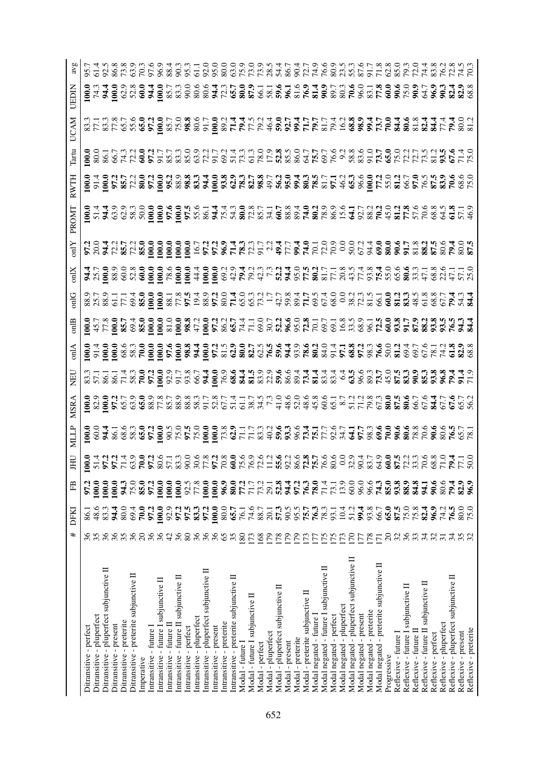| | # | DFKI | FB | JHU | MLLP | MSRA | NEU | onlA | onlB | onlG | onlX | onlY | PROMT | RWTH | Tartu | UCAM | UEDIN | avg |
|---|---|---|---|---|---|---|---|---|---|---|---|---|---|---|---|---|---|---|
| Ditransitive - perfect | 36 | 86.1 | 97.2 | 100.0 | 100.0 | 100.0 | 83.3 | 100.0 | 100.0 | 88.9 | 94.4 | 97.2 | 100.0 | 100.0 | 100.0 | 83.3 | 100.0 | 95.7 |
| Ditransitive - pluperfect | 35 | 48.6 | 100.0 | 51.4 | 60.0 | 82.9 | 57.1 | 91.4 | 45.7 | 25.7 | 25.7 | 20.0 | 51.4 | 91.4 | 80.0 | 77.1 | 74.3 | 61.4 |
| Ditransitive - pluperfect subjunctive II | 36 | 83.3 | 100.0 | 97.2 | 94.4 | 100.0 | 86.1 | 100.0 | 77.8 | 88.9 | 100.0 | 94.4 | 94.4 | 100.0 | 86.1 | 83.3 | 94.4 | 92.5 |
| Ditransitive - present | 36 | 94.4 | 100.0 | 97.2 | 86.1 | 97.2 | 86.1 | 100.0 | 100.0 | 61.1 | 88.9 | 72.2 | 63.9 | 97.2 | 66.7 | 77.8 | 100.0 | 86.8 |
| Ditransitive - preterite | 35 | 80.0 | 94.3 | 71.4 | 68.6 | 65.7 | 71.4 | 68.6 | 85.7 | 77.1 | 60.0 | 85.7 | 62.9 | 85.7 | 74.3 | 65.7 | 62.9 | 73.8 |
| Ditransitive - preterite subjunctive II | 36 | 69.4 | 75.0 | 63.9 | 58.3 | 63.9 | 58.3 | 58.3 | 69.4 | 69.4 | 52.8 | 72.2 | 58.3 | 72.2 | 72.2 | 55.6 | 52.8 | 63.9 |
| Imperative | 20 | 70.0 | 85.0 | 70.0 | 65.0 | 65.0 | 70.0 | 70.0 | 85.0 | 85.0 | 60.0 | 85.0 | 50.0 | 80.0 | 60.0 | 65.0 | 60.0 | 70.3 |
| Intransitive - future I | 36 | 97.2 | 97.2 | 97.2 | 97.2 | 88.9 | 97.2 | 100.0 | 100.0 | 100.0 | 100.0 | 100.0 | 100.0 | 97.2 | 97.2 | 97.2 | 94.4 | 97.6 |
| Intransitive - future I subjunctive II | 36 | 100.0 | 100.0 | 80.6 | 100.0 | 77.8 | 100.0 | 100.0 | 100.0 | 100.0 | 100.0 | 100.0 | 100.0 | 100.0 | 91.7 | 100.0 | 100.0 | 96.9 |
| Intransitive - future II | 42 | 92.9 | 100.0 | 57.1 | 90.5 | 85.7 | 92.9 | 97.6 | 81.0 | 88.1 | 78.6 | 100.0 | 97.6 | 95.2 | 85.7 | 85.7 | 85.7 | 88.4 |
| Intransitive - future II subjunctive II | 36 | 97.2 | 100.0 | 83.3 | 75.0 | 88.9 | 91.7 | 100.0 | 100.0 | 77.8 | 100.0 | 100.0 | 100.0 | 88.9 | 83.3 | 75.0 | 83.3 | 90.3 |
| Intransitive - perfect | 80 | 97.5 | 92.5 | 90.0 | 97.5 | 88.8 | 93.8 | 98.8 | 98.8 | 97.5 | 100.0 | 100.0 | 97.5 | 98.8 | 85.0 | 98.8 | 90.0 | 95.3 |
| Intransitive - pluperfect | 36 | 83.3 | 77.8 | 30.6 | 75.0 | 58.3 | 66.7 | 94.4 | 47.2 | 19.4 | 44.4 | 16.7 | 55.6 | 83.3 | 63.9 | 80.6 | 80.6 | 61.1 |
| Intransitive - pluperfect subjunctive II | 36 | 97.2 | 100.0 | 77.8 | 100.0 | 91.7 | 94.4 | 100.0 | 100.0 | 88.9 | 100.0 | 97.2 | 86.1 | 94.4 | 72.2 | 91.7 | 80.6 | 92.0 |
| Intransitive - present | 36 | 100.0 | 100.0 | 97.2 | 100.0 | 52.8 | 100.0 | 97.2 | 97.2 | 97.2 | 100.0 | 97.2 | 94.4 | 100.0 | 91.7 | 100.0 | 94.4 | 95.0 |
| Intransitive - preterite | 65 | 80.0 | 96.9 | 70.8 | 73.8 | 67.7 | 76.9 | 81.5 | 86.2 | 80.0 | 69.2 | 96.9 | 75.4 | 93.8 | 69.2 | 89.2 | 72.3 | 80.0 |
| Intransitive - preterite subjunctive II | 35 | 65.7 | 80.0 | 60.0 | 62.9 | 51.4 | 68.6 | 62.9 | 65.7 | 71.4 | 42.9 | 71.4 | 54.3 | 62.9 | 51.4 | 71.4 | 65.7 | 63.0 |
| Modal - future I | 180 | 76.1 | 77.2 | 75.6 | 71.1 | 61.1 | 84.4 | 80.0 | 74.4 | 65.0 | 79.4 | 78.3 | 80.0 | 78.3 | 73.3 | 79.4 | 80.0 | 75.9 |
| Modal - future I subjunctive II | 173 | 74.6 | 71.7 | 76.9 | 71.7 | 38.7 | 81.5 | 82.7 | 71.1 | 65.3 | 79.2 | 72.3 | 72.8 | 82.7 | 61.3 | 77.5 | 87.9 | 73.0 |
| Modal - perfect | 168 | 88.7 | 73.2 | 72.6 | 83.3 | 34.5 | 83.9 | 62.5 | 69.0 | 73.2 | 42.3 | 91.7 | 85.7 | 98.8 | 78.0 | 79.2 | 66.1 | 73.9 |
| Modal - pluperfect | 179 | 20.1 | 29.1 | 11.2 | 40.2 | 7.3 | 22.9 | 76.5 | 30.7 | 1.7 | 7.3 | 2.2 | 34.1 | 49.7 | 17.9 | 46.4 | 58.1 | 28.5 |
| Modal - pluperfect subjunctive II | 178 | 57.3 | 52.8 | 55.6 | 59.6 | 41.0 | 59.6 | 59.6 | 52.2 | 42.7 | 52.2 | 49.4 | 60.7 | 56.2 | 52.8 | 59.0 | 59.6 | 54.4 |
| Modal - present | 179 | 90.5 | 94.4 | 92.2 | 93.3 | 48.6 | 86.6 | 94.4 | 96.6 | 59.8 | 94.4 | 77.7 | 88.8 | 95.0 | 85.5 | 92.7 | 96.1 | 86.7 |
| Modal - preterite | 179 | 95.5 | 97.2 | 86.6 | 96.6 | 52.0 | 89.4 | 93.9 | 95.0 | 89.4 | 95.0 | 99.4 | 89.4 | 99.4 | 86.0 | 99.4 | 81.6 | 90.4 |
| Modal - preterite subjunctive II | 173 | 75.7 | 76.3 | 72.8 | 73.4 | 48.6 | 73.4 | 78.6 | 72.8 | 71.7 | 77.5 | 74.0 | 74.0 | 80.3 | 64.7 | 71.7 | 76.9 | 72.7 |
| Modal negated - future I | 177 | 76.3 | 78.0 | 75.7 | 75.1 | 45.8 | 81.4 | 80.2 | 70.1 | 69.5 | 80.2 | 70.1 | 80.2 | 78.5 | 75.7 | 79.7 | 81.4 | 74.9 |
| Modal negated - future I subjunctive II | 175 | 78.3 | 71.4 | 76.6 | 77.7 | 60.6 | 83.4 | 84.0 | 69.7 | 67.4 | 81.7 | 72.0 | 78.9 | 81.7 | 69.7 | 81.7 | 90.9 | 76.6 |
| Modal negated - perfect | 175 | 93.1 | 73.1 | 80.6 | 92.6 | 65.1 | 83.4 | 91.4 | 69.1 | 68.0 | 77.1 | 70.9 | 86.9 | 97.1 | 76.6 | 79.4 | 89.7 | 80.9 |
| Modal negated - pluperfect | 173 | 10.4 | 13.9 | 0.0 | 34.7 | 8.7 | 6.4 | 97.1 | 16.8 | 0.0 | 20.8 | 0.0 | 15.6 | 46.2 | 9.2 | 16.2 | 80.3 | 23.5 |
| Modal negated - pluperfect subjunctive II | 170 | 51.2 | 60.0 | 32.9 | 64.1 | 51.2 | 63.5 | 68.8 | 33.5 | 38.2 | 43.5 | 50.0 | 64.1 | 65.3 | 58.8 | 68.8 | 70.6 | 55.3 |
| Modal negated - present | 177 | 99.4 | 96.0 | 90.4 | 97.7 | 71.2 | 96.6 | 97.2 | 68.9 | 72.3 | 77.4 | 67.2 | 92.7 | 96.6 | 83.6 | 98.9 | 96.0 | 87.6 |
| Modal negated - preterite | 178 | 93.8 | 96.6 | 83.7 | 98.3 | 79.8 | 89.3 | 98.3 | 96.1 | 81.5 | 93.8 | 94.4 | 88.2 | 100.0 | 91.0 | 99.4 | 83.1 | 91.7 |
| Modal negated - preterite subjunctive II | 171 | 66.7 | 74.3 | 64.9 | 69.6 | 67.3 | 73.7 | 76.6 | 72.5 | 66.1 | 75.4 | 69.0 | 70.2 | 77.2 | 73.7 | 73.7 | 77.8 | 71.8 |
| Progressive | 20 | 65.0 | 85.0 | 60.0 | 70.0 | 80.0 | 45.0 | 50.0 | 60.0 | 60.0 | 55.0 | 80.0 | 45.0 | 55.0 | 65.0 | 70.0 | 60.0 | 62.8 |
| Reflexive - future I | 32 | 87.5 | 93.8 | 87.5 | 90.6 | 87.5 | 87.5 | 81.2 | 93.8 | 81.2 | 65.6 | 90.6 | 81.2 | 81.2 | 75.0 | 84.4 | 90.6 | 85.0 |
| Reflexive - future I subjunctive II | 36 | 75.0 | 88.9 | 72.2 | 80.6 | 80.6 | 83.3 | 69.4 | 91.7 | 83.3 | 80.6 | 91.7 | 77.8 | 66.7 | 72.2 | 80.6 | 75.0 | 79.3 |
| Reflexive - future II | 33 | 75.8 | 84.8 | 33.3 | 78.8 | 66.7 | 90.9 | 69.7 | 87.9 | 48.5 | 33.3 | 81.8 | 57.6 | 97.0 | 72.7 | 81.8 | 90.9 | 72.0 |
| Reflexive - future II subjunctive II | 34 | 82.4 | 94.1 | 70.6 | 70.6 | 67.6 | 85.3 | 67.6 | 88.2 | 61.8 | 47.1 | 88.2 | 70.6 | 76.5 | 73.5 | 82.4 | 64.7 | 74.4 |
| Reflexive - perfect | 32 | 96.9 | 90.6 | 68.8 | 90.6 | 84.4 | 93.8 | 78.1 | 93.8 | 68.8 | 68.8 | 87.5 | 68.8 | 87.5 | 81.2 | 84.4 | 96.9 | 83.8 |
| Reflexive - pluperfect | 31 | 74.2 | 80.6 | 71.0 | 80.6 | 67.7 | 96.8 | 74.2 | 93.5 | 67.7 | 22.6 | 80.6 | 64.5 | 83.9 | 93.5 | 77.4 | 90.3 | 76.2 |
| Reflexive - pluperfect subjunctive II | 34 | 76.5 | 79.4 | 79.4 | 76.5 | 67.6 | 79.4 | 61.8 | 76.5 | 79.4 | 47.1 | 79.4 | 61.8 | 70.6 | 67.6 | 79.4 | 82.4 | 72.8 |
| Reflexive - present | 35 | 80.0 | 82.9 | 77.1 | 65.7 | 65.7 | 91.4 | 82.9 | 94.3 | 54.3 | 57.1 | 80.0 | 57.1 | 68.6 | 71.4 | 80.0 | 82.9 | 74.5 |
| Reflexive - preterite | 32 | 75.0 | 96.9 | 50.0 | 78.1 | 56.2 | 71.9 | 68.8 | 84.4 | 84.4 | 25.0 | 87.5 | 46.9 | 75.0 | 75.0 | 81.2 | 68.8 | 70.3 |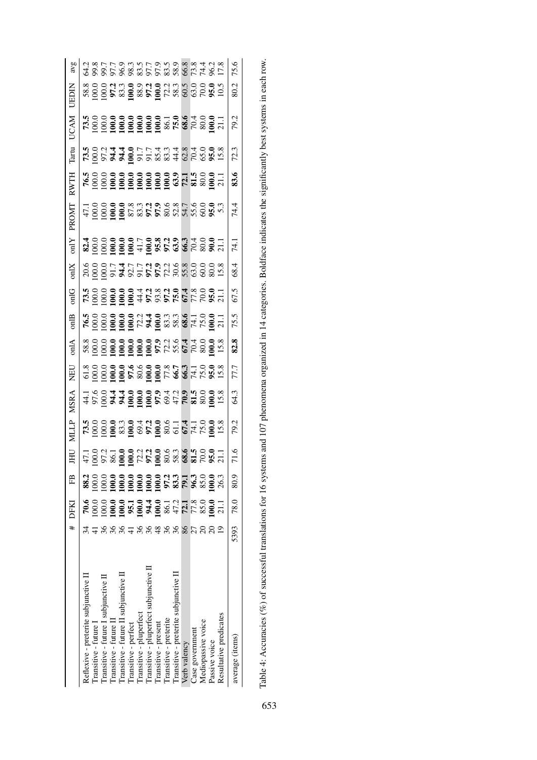|  | # | DFKI | FB | JHU | MLLP | MSRA | NEU | onlA | onlB | onlG | onlX | onlY | PROMT | RWTH | Tartu | UCAM | UEDIN | avg |
|---|---|---|---|---|---|---|---|---|---|---|---|---|---|---|---|---|---|---|
| Reflexive - preterite subjunctive II | 34 | **70.6** | **88.2** | 47.1 | **73.5** | 44.1 | 61.8 | 58.8 | **76.5** | **73.5** | 20.6 | **82.4** | 47.1 | **76.5** | **73.5** | **73.5** | 58.8 | 64.2 |
| Transitive - future I | 41 | 100.0 | 100.0 | 100.0 | 100.0 | 97.6 | 100.0 | 100.0 | 100.0 | 100.0 | 100.0 | 100.0 | 100.0 | 100.0 | 100.0 | 100.0 | 100.0 | 99.8 |
| Transitive - future I subjunctive II | 36 | 100.0 | 100.0 | 97.2 | 100.0 | 100.0 | 100.0 | 100.0 | 100.0 | 100.0 | 100.0 | 100.0 | 100.0 | 100.0 | 97.2 | 100.0 | 100.0 | 99.7 |
| Transitive - future II | 36 | **100.0** | **100.0** | 86.1 | **100.0** | **94.4** | **100.0** | **100.0** | **100.0** | **100.0** | 91.7 | **100.0** | **100.0** | **100.0** | **94.4** | **100.0** | **97.2** | 97.7 |
| Transitive - future II subjunctive II | 36 | **100.0** | **100.0** | **100.0** | 83.3 | **94.4** | **100.0** | **100.0** | **100.0** | **100.0** | **94.4** | **100.0** | **100.0** | **100.0** | **94.4** | **100.0** | 83.3 | 96.9 |
| Transitive - perfect | 41 | **95.1** | **100.0** | **100.0** | **100.0** | **100.0** | **97.6** | **100.0** | **100.0** | **100.0** | 92.7 | **100.0** | 87.8 | **100.0** | **100.0** | **100.0** | **100.0** | 98.3 |
| Transitive - pluperfect | 36 | **100.0** | **100.0** | 72.2 | 69.4 | **100.0** | 80.6 | **100.0** | 72.2 | 44.4 | 91.7 | 41.7 | 83.3 | **100.0** | 91.7 | **100.0** | 88.9 | 83.5 |
| Transitive - pluperfect subjunctive II | 36 | **94.4** | **100.0** | **97.2** | **97.2** | **100.0** | **100.0** | **100.0** | **94.4** | **97.2** | **97.2** | **100.0** | **97.2** | **100.0** | 91.7 | **100.0** | **97.2** | 97.7 |
| Transitive - present | 48 | **100.0** | **100.0** | **100.0** | **100.0** | **97.9** | **100.0** | **97.9** | **100.0** | 93.8 | **97.9** | **95.8** | **97.9** | **100.0** | 85.4 | **100.0** | **100.0** | 97.9 |
| Transitive - preterite | 36 | 86.1 | **97.2** | 80.6 | 80.6 | 69.4 | 77.8 | 72.2 | 83.3 | **97.2** | 72.2 | **97.2** | 80.6 | **100.0** | 83.3 | 86.1 | 72.2 | 83.5 |
| Transitive - preterite subjunctive II | 36 | 47.2 | **83.3** | 58.3 | 61.1 | 47.2 | **66.7** | 55.6 | 58.3 | **75.0** | 30.6 | **63.9** | 52.8 | **63.9** | 44.4 | **75.0** | 58.3 | 58.9 |
| Verb valency | 86 | **72.1** | **79.1** | **68.6** | **67.4** | **70.9** | **66.3** | **67.4** | **68.6** | **67.4** | 55.8 | **66.3** | 54.7 | **72.1** | 62.8 | **68.6** | 60.5 | 66.8 |
| Case government | 27 | 77.8 | **96.3** | **81.5** | 74.1 | **81.5** | 74.1 | 70.4 | 74.1 | 77.8 | 63.0 | 70.4 | 55.6 | **81.5** | 70.4 | 70.4 | 63.0 | 73.8 |
| Mediopassive voice | 20 | 85.0 | 85.0 | 70.0 | 75.0 | 80.0 | 75.0 | 80.0 | 75.0 | 70.0 | 60.0 | 80.0 | 60.0 | 80.0 | 65.0 | 80.0 | 70.0 | 74.4 |
| Passive voice | 20 | **100.0** | **100.0** | **95.0** | **100.0** | **100.0** | **95.0** | **100.0** | **100.0** | **95.0** | 80.0 | **90.0** | **95.0** | **100.0** | **95.0** | **100.0** | **95.0** | 96.2 |
| Resultative predicates | 19 | 21.1 | 26.3 | 21.1 | 15.8 | 15.8 | 15.8 | 15.8 | 21.1 | 21.1 | 15.8 | 21.1 | 5.3 | 21.1 | 15.8 | 21.1 | 10.5 | 17.8 |
| average (items) | 5393 | 78.0 | 80.9 | 71.6 | 79.2 | 64.3 | 77.7 | **82.8** | 75.5 | 67.5 | 68.4 | 74.1 | 74.4 | **83.6** | 72.3 | 79.2 | 80.2 | 75.6 |

Table 4: Accuracies (%) of successful translations for 16 systems and 107 phenomena organized in 14 categories. Boldface indicates the significantly best systems in each row.